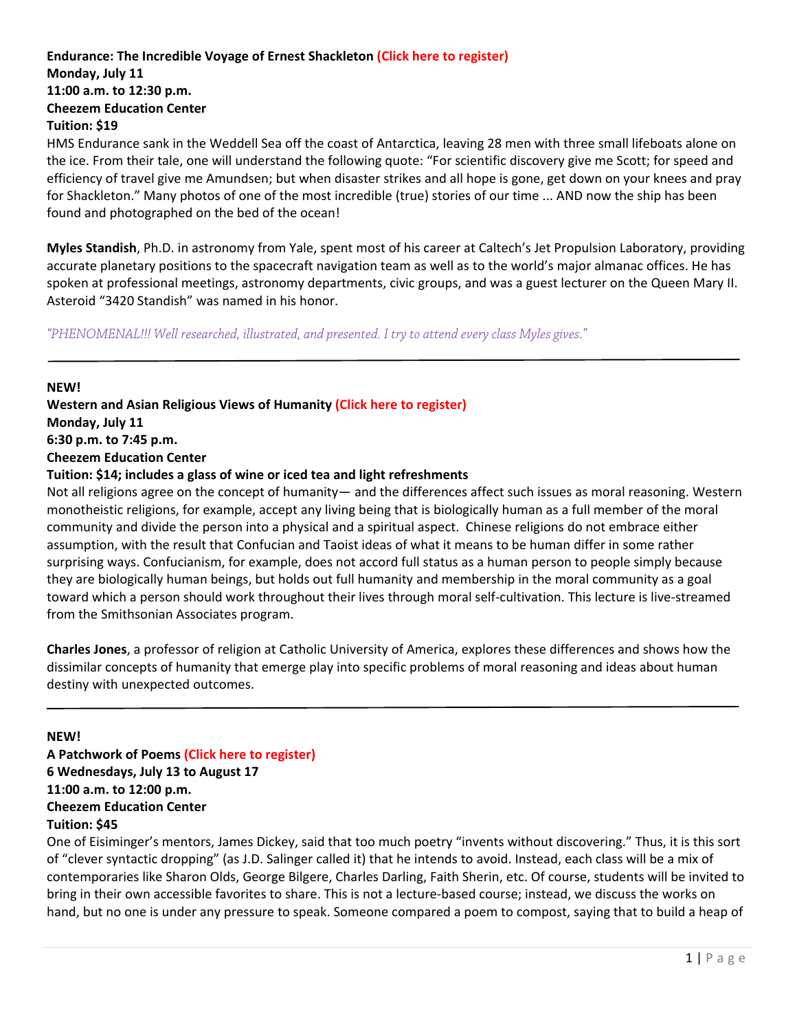**Endurance: The Incredible Voyage of Ernest Shackleton (Click here to register)**
**Monday, July 11**
**11:00 a.m. to 12:30 p.m.**
**Cheezem Education Center**
**Tuition: $19**

HMS Endurance sank in the Weddell Sea off the coast of Antarctica, leaving 28 men with three small lifeboats alone on the ice. From their tale, one will understand the following quote: "For scientific discovery give me Scott; for speed and efficiency of travel give me Amundsen; but when disaster strikes and all hope is gone, get down on your knees and pray for Shackleton." Many photos of one of the most incredible (true) stories of our time ... AND now the ship has been found and photographed on the bed of the ocean!

**Myles Standish**, Ph.D. in astronomy from Yale, spent most of his career at Caltech's Jet Propulsion Laboratory, providing accurate planetary positions to the spacecraft navigation team as well as to the world's major almanac offices. He has spoken at professional meetings, astronomy departments, civic groups, and was a guest lecturer on the Queen Mary II. Asteroid "3420 Standish" was named in his honor.

*"PHENOMENAL!!! Well researched, illustrated, and presented. I try to attend every class Myles gives."*

---

**NEW!**
**Western and Asian Religious Views of Humanity (Click here to register)**
**Monday, July 11**
**6:30 p.m. to 7:45 p.m.**
**Cheezem Education Center**
**Tuition: $14; includes a glass of wine or iced tea and light refreshments**

Not all religions agree on the concept of humanity— and the differences affect such issues as moral reasoning. Western monotheistic religions, for example, accept any living being that is biologically human as a full member of the moral community and divide the person into a physical and a spiritual aspect. Chinese religions do not embrace either assumption, with the result that Confucian and Taoist ideas of what it means to be human differ in some rather surprising ways. Confucianism, for example, does not accord full status as a human person to people simply because they are biologically human beings, but holds out full humanity and membership in the moral community as a goal toward which a person should work throughout their lives through moral self-cultivation. This lecture is live-streamed from the Smithsonian Associates program.

**Charles Jones**, a professor of religion at Catholic University of America, explores these differences and shows how the dissimilar concepts of humanity that emerge play into specific problems of moral reasoning and ideas about human destiny with unexpected outcomes.

---

**NEW!**
**A Patchwork of Poems (Click here to register)**
**6 Wednesdays, July 13 to August 17**
**11:00 a.m. to 12:00 p.m.**
**Cheezem Education Center**
**Tuition: $45**

One of Eisiminger's mentors, James Dickey, said that too much poetry "invents without discovering." Thus, it is this sort of "clever syntactic dropping" (as J.D. Salinger called it) that he intends to avoid. Instead, each class will be a mix of contemporaries like Sharon Olds, George Bilgere, Charles Darling, Faith Sherin, etc. Of course, students will be invited to bring in their own accessible favorites to share. This is not a lecture-based course; instead, we discuss the works on hand, but no one is under any pressure to speak. Someone compared a poem to compost, saying that to build a heap of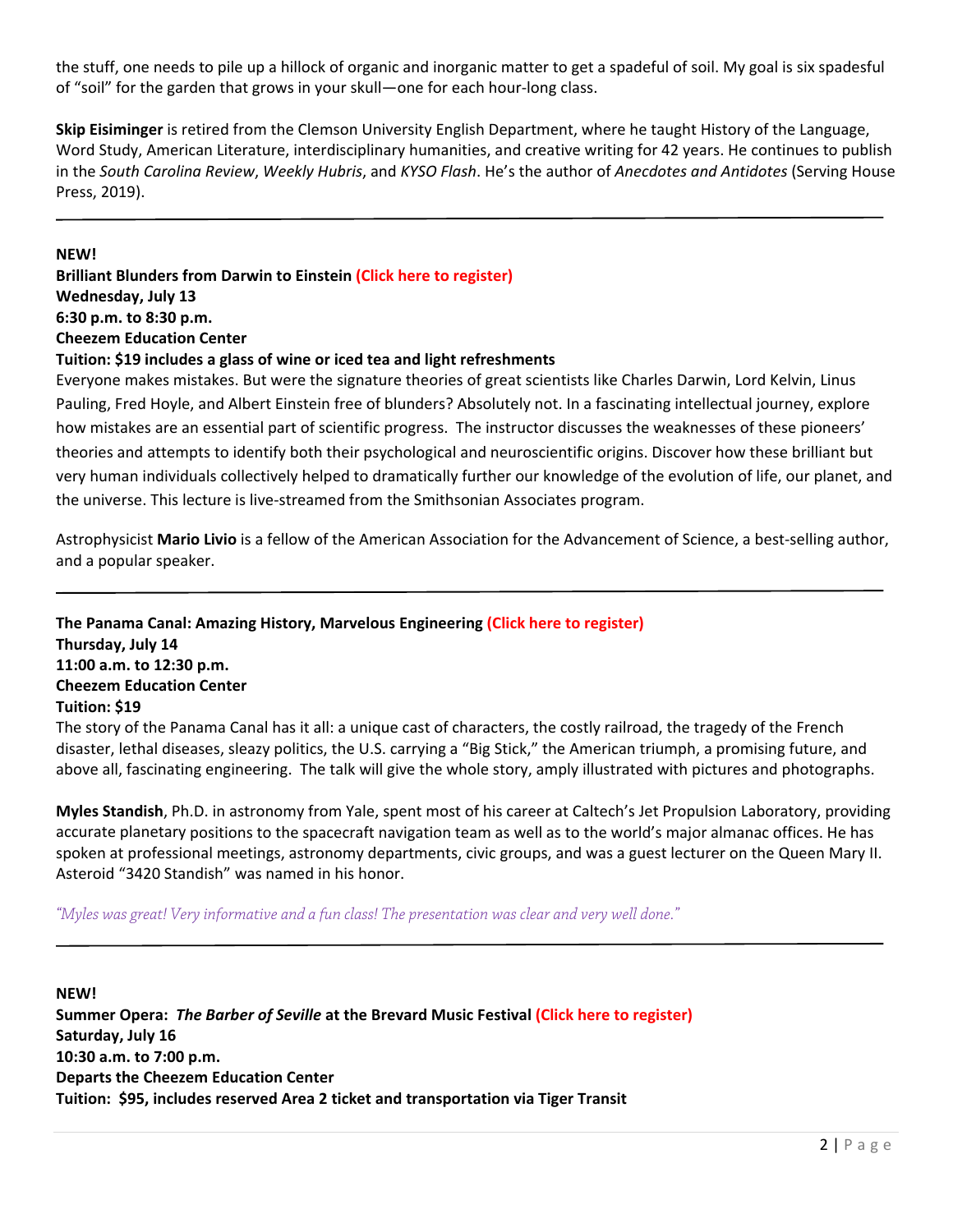the stuff, one needs to pile up a hillock of organic and inorganic matter to get a spadeful of soil. My goal is six spadefuls of "soil" for the garden that grows in your skull—one for each hour-long class.

**Skip Eisiminger** is retired from the Clemson University English Department, where he taught History of the Language, Word Study, American Literature, interdisciplinary humanities, and creative writing for 42 years. He continues to publish in the *South Carolina Review*, *Weekly Hubris*, and *KYSO Flash*. He's the author of *Anecdotes and Antidotes* (Serving House Press, 2019).

---

**NEW!**
**Brilliant Blunders from Darwin to Einstein (Click here to register)**
**Wednesday, July 13**
**6:30 p.m. to 8:30 p.m.**
**Cheezem Education Center**
**Tuition: $19 includes a glass of wine or iced tea and light refreshments**

Everyone makes mistakes. But were the signature theories of great scientists like Charles Darwin, Lord Kelvin, Linus Pauling, Fred Hoyle, and Albert Einstein free of blunders? Absolutely not. In a fascinating intellectual journey, explore how mistakes are an essential part of scientific progress. The instructor discusses the weaknesses of these pioneers' theories and attempts to identify both their psychological and neuroscientific origins. Discover how these brilliant but very human individuals collectively helped to dramatically further our knowledge of the evolution of life, our planet, and the universe. This lecture is live-streamed from the Smithsonian Associates program.

Astrophysicist **Mario Livio** is a fellow of the American Association for the Advancement of Science, a best-selling author, and a popular speaker.

---

**The Panama Canal: Amazing History, Marvelous Engineering (Click here to register)**
**Thursday, July 14**
**11:00 a.m. to 12:30 p.m.**
**Cheezem Education Center**
**Tuition: $19**

The story of the Panama Canal has it all: a unique cast of characters, the costly railroad, the tragedy of the French disaster, lethal diseases, sleazy politics, the U.S. carrying a "Big Stick," the American triumph, a promising future, and above all, fascinating engineering. The talk will give the whole story, amply illustrated with pictures and photographs.

**Myles Standish**, Ph.D. in astronomy from Yale, spent most of his career at Caltech's Jet Propulsion Laboratory, providing accurate planetary positions to the spacecraft navigation team as well as to the world's major almanac offices. He has spoken at professional meetings, astronomy departments, civic groups, and was a guest lecturer on the Queen Mary II. Asteroid "3420 Standish" was named in his honor.

*"Myles was great! Very informative and a fun class! The presentation was clear and very well done."*

---

**NEW!**
**Summer Opera: *The Barber of Seville* at the Brevard Music Festival (Click here to register)**
**Saturday, July 16**
**10:30 a.m. to 7:00 p.m.**
**Departs the Cheezem Education Center**
**Tuition: $95, includes reserved Area 2 ticket and transportation via Tiger Transit**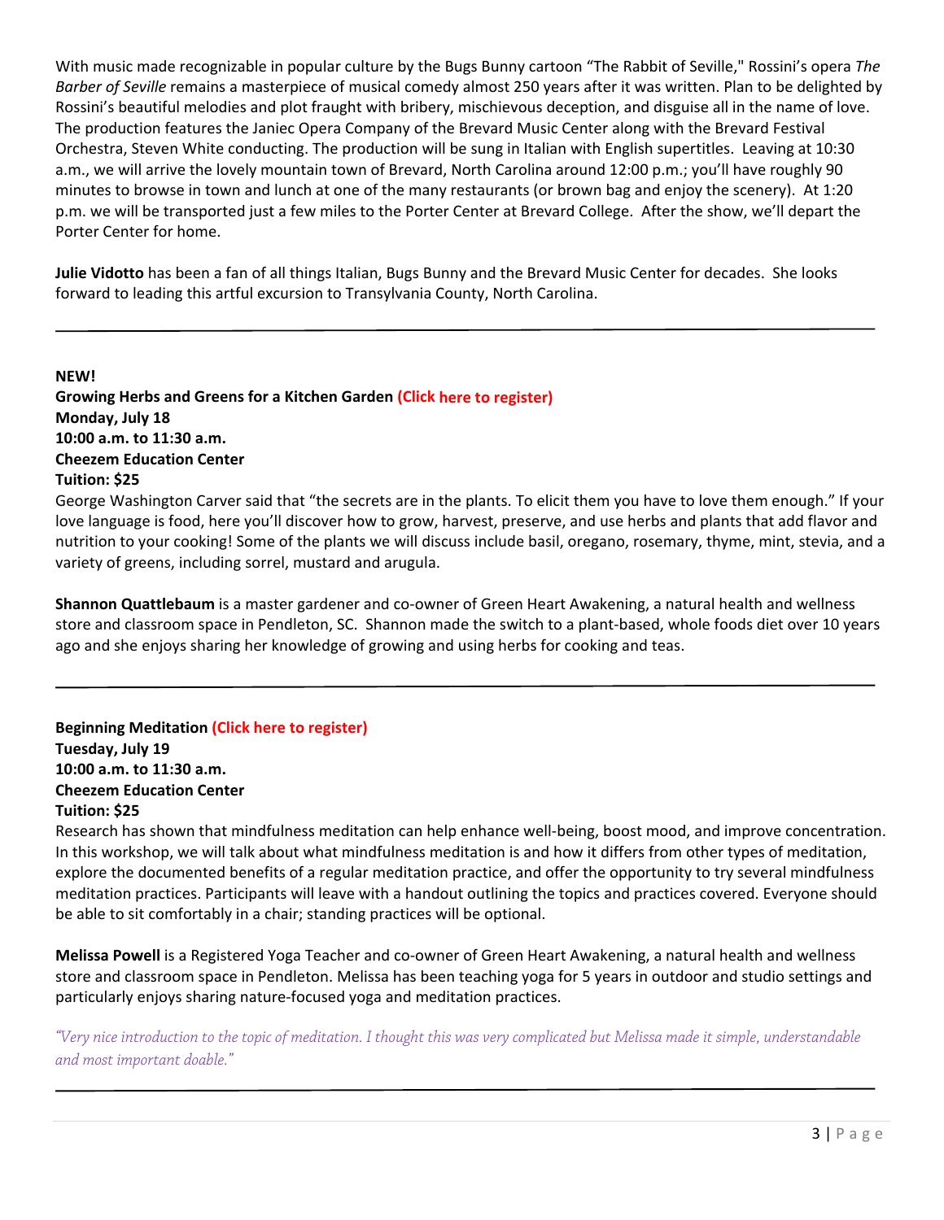With music made recognizable in popular culture by the Bugs Bunny cartoon "The Rabbit of Seville," Rossini's opera *The Barber of Seville* remains a masterpiece of musical comedy almost 250 years after it was written. Plan to be delighted by Rossini's beautiful melodies and plot fraught with bribery, mischievous deception, and disguise all in the name of love. The production features the Janiec Opera Company of the Brevard Music Center along with the Brevard Festival Orchestra, Steven White conducting. The production will be sung in Italian with English supertitles. Leaving at 10:30 a.m., we will arrive the lovely mountain town of Brevard, North Carolina around 12:00 p.m.; you'll have roughly 90 minutes to browse in town and lunch at one of the many restaurants (or brown bag and enjoy the scenery). At 1:20 p.m. we will be transported just a few miles to the Porter Center at Brevard College. After the show, we'll depart the Porter Center for home.

**Julie Vidotto** has been a fan of all things Italian, Bugs Bunny and the Brevard Music Center for decades. She looks forward to leading this artful excursion to Transylvania County, North Carolina.

---

**NEW!**
**Growing Herbs and Greens for a Kitchen Garden (Click here to register)**
**Monday, July 18**
**10:00 a.m. to 11:30 a.m.**
**Cheezem Education Center**
**Tuition: $25**

George Washington Carver said that "the secrets are in the plants. To elicit them you have to love them enough." If your love language is food, here you'll discover how to grow, harvest, preserve, and use herbs and plants that add flavor and nutrition to your cooking! Some of the plants we will discuss include basil, oregano, rosemary, thyme, mint, stevia, and a variety of greens, including sorrel, mustard and arugula.

**Shannon Quattlebaum** is a master gardener and co-owner of Green Heart Awakening, a natural health and wellness store and classroom space in Pendleton, SC. Shannon made the switch to a plant-based, whole foods diet over 10 years ago and she enjoys sharing her knowledge of growing and using herbs for cooking and teas.

---

**Beginning Meditation (Click here to register)**
**Tuesday, July 19**
**10:00 a.m. to 11:30 a.m.**
**Cheezem Education Center**
**Tuition: $25**

Research has shown that mindfulness meditation can help enhance well-being, boost mood, and improve concentration. In this workshop, we will talk about what mindfulness meditation is and how it differs from other types of meditation, explore the documented benefits of a regular meditation practice, and offer the opportunity to try several mindfulness meditation practices. Participants will leave with a handout outlining the topics and practices covered. Everyone should be able to sit comfortably in a chair; standing practices will be optional.

**Melissa Powell** is a Registered Yoga Teacher and co-owner of Green Heart Awakening, a natural health and wellness store and classroom space in Pendleton. Melissa has been teaching yoga for 5 years in outdoor and studio settings and particularly enjoys sharing nature-focused yoga and meditation practices.

*"Very nice introduction to the topic of meditation. I thought this was very complicated but Melissa made it simple, understandable and most important doable."*

---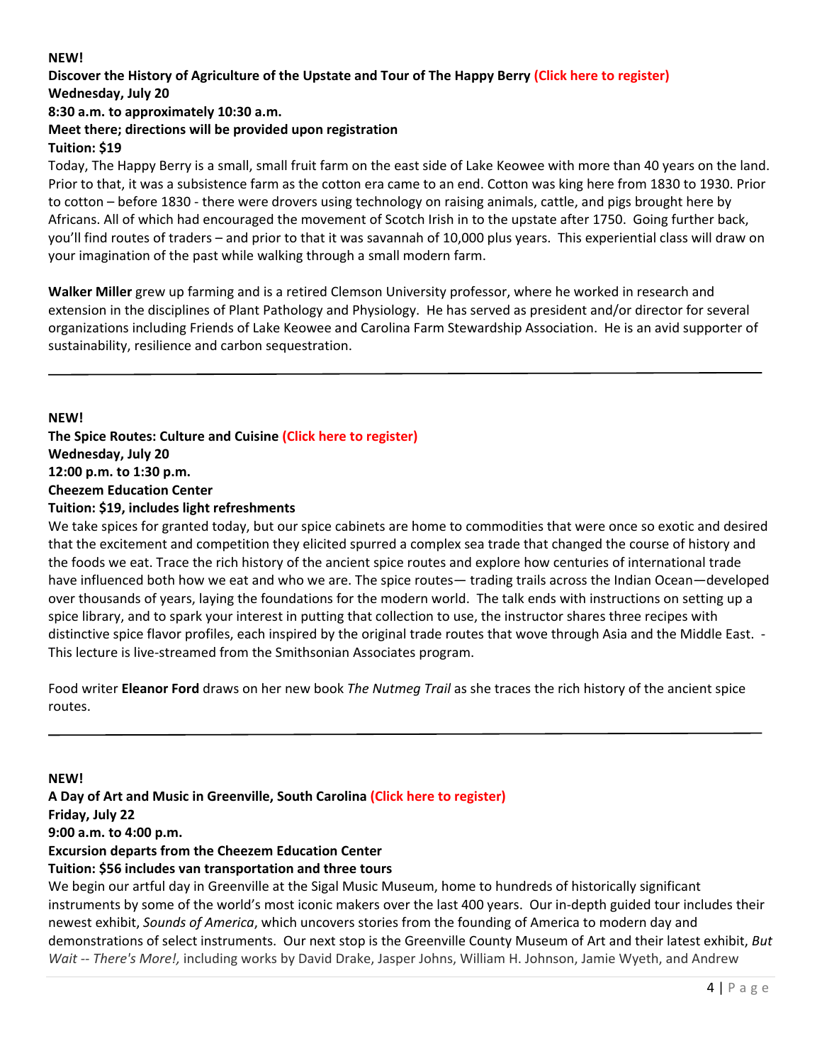**NEW!**

**Discover the History of Agriculture of the Upstate and Tour of The Happy Berry (Click here to register)**
**Wednesday, July 20**
**8:30 a.m. to approximately 10:30 a.m.**
**Meet there; directions will be provided upon registration**
**Tuition: $19**

Today, The Happy Berry is a small, small fruit farm on the east side of Lake Keowee with more than 40 years on the land. Prior to that, it was a subsistence farm as the cotton era came to an end. Cotton was king here from 1830 to 1930. Prior to cotton – before 1830 - there were drovers using technology on raising animals, cattle, and pigs brought here by Africans. All of which had encouraged the movement of Scotch Irish in to the upstate after 1750. Going further back, you'll find routes of traders – and prior to that it was savannah of 10,000 plus years. This experiential class will draw on your imagination of the past while walking through a small modern farm.

**Walker Miller** grew up farming and is a retired Clemson University professor, where he worked in research and extension in the disciplines of Plant Pathology and Physiology. He has served as president and/or director for several organizations including Friends of Lake Keowee and Carolina Farm Stewardship Association. He is an avid supporter of sustainability, resilience and carbon sequestration.

---

**NEW!**

**The Spice Routes: Culture and Cuisine (Click here to register)**
**Wednesday, July 20**
**12:00 p.m. to 1:30 p.m.**
**Cheezem Education Center**
**Tuition: $19, includes light refreshments**

We take spices for granted today, but our spice cabinets are home to commodities that were once so exotic and desired that the excitement and competition they elicited spurred a complex sea trade that changed the course of history and the foods we eat. Trace the rich history of the ancient spice routes and explore how centuries of international trade have influenced both how we eat and who we are. The spice routes— trading trails across the Indian Ocean—developed over thousands of years, laying the foundations for the modern world. The talk ends with instructions on setting up a spice library, and to spark your interest in putting that collection to use, the instructor shares three recipes with distinctive spice flavor profiles, each inspired by the original trade routes that wove through Asia and the Middle East. - This lecture is live-streamed from the Smithsonian Associates program.

Food writer **Eleanor Ford** draws on her new book *The Nutmeg Trail* as she traces the rich history of the ancient spice routes.

---

**NEW!**

**A Day of Art and Music in Greenville, South Carolina (Click here to register)**
**Friday, July 22**
**9:00 a.m. to 4:00 p.m.**
**Excursion departs from the Cheezem Education Center**
**Tuition: $56 includes van transportation and three tours**

We begin our artful day in Greenville at the Sigal Music Museum, home to hundreds of historically significant instruments by some of the world's most iconic makers over the last 400 years. Our in-depth guided tour includes their newest exhibit, *Sounds of America*, which uncovers stories from the founding of America to modern day and demonstrations of select instruments. Our next stop is the Greenville County Museum of Art and their latest exhibit, *But Wait -- There's More!,* including works by David Drake, Jasper Johns, William H. Johnson, Jamie Wyeth, and Andrew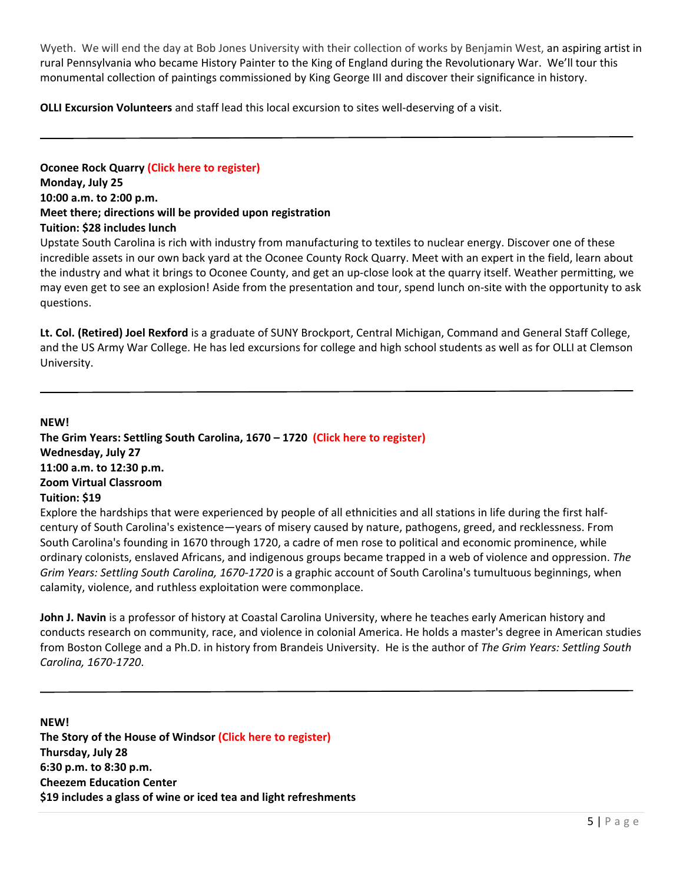Wyeth. We will end the day at Bob Jones University with their collection of works by Benjamin West, an aspiring artist in rural Pennsylvania who became History Painter to the King of England during the Revolutionary War. We'll tour this monumental collection of paintings commissioned by King George III and discover their significance in history.

**OLLI Excursion Volunteers** and staff lead this local excursion to sites well-deserving of a visit.

---

**Oconee Rock Quarry (Click here to register)**
**Monday, July 25**
**10:00 a.m. to 2:00 p.m.**
**Meet there; directions will be provided upon registration**
**Tuition: $28 includes lunch**

Upstate South Carolina is rich with industry from manufacturing to textiles to nuclear energy. Discover one of these incredible assets in our own back yard at the Oconee County Rock Quarry. Meet with an expert in the field, learn about the industry and what it brings to Oconee County, and get an up-close look at the quarry itself. Weather permitting, we may even get to see an explosion! Aside from the presentation and tour, spend lunch on-site with the opportunity to ask questions.

**Lt. Col. (Retired) Joel Rexford** is a graduate of SUNY Brockport, Central Michigan, Command and General Staff College, and the US Army War College. He has led excursions for college and high school students as well as for OLLI at Clemson University.

---

**NEW!**
**The Grim Years: Settling South Carolina, 1670 – 1720 (Click here to register)**
**Wednesday, July 27**
**11:00 a.m. to 12:30 p.m.**
**Zoom Virtual Classroom**
**Tuition: $19**

Explore the hardships that were experienced by people of all ethnicities and all stations in life during the first half-century of South Carolina's existence—years of misery caused by nature, pathogens, greed, and recklessness. From South Carolina's founding in 1670 through 1720, a cadre of men rose to political and economic prominence, while ordinary colonists, enslaved Africans, and indigenous groups became trapped in a web of violence and oppression. *The Grim Years: Settling South Carolina, 1670-1720* is a graphic account of South Carolina's tumultuous beginnings, when calamity, violence, and ruthless exploitation were commonplace.

**John J. Navin** is a professor of history at Coastal Carolina University, where he teaches early American history and conducts research on community, race, and violence in colonial America. He holds a master's degree in American studies from Boston College and a Ph.D. in history from Brandeis University. He is the author of *The Grim Years: Settling South Carolina, 1670-1720*.

---

**NEW!**
**The Story of the House of Windsor (Click here to register)**
**Thursday, July 28**
**6:30 p.m. to 8:30 p.m.**
**Cheezem Education Center**
**$19 includes a glass of wine or iced tea and light refreshments**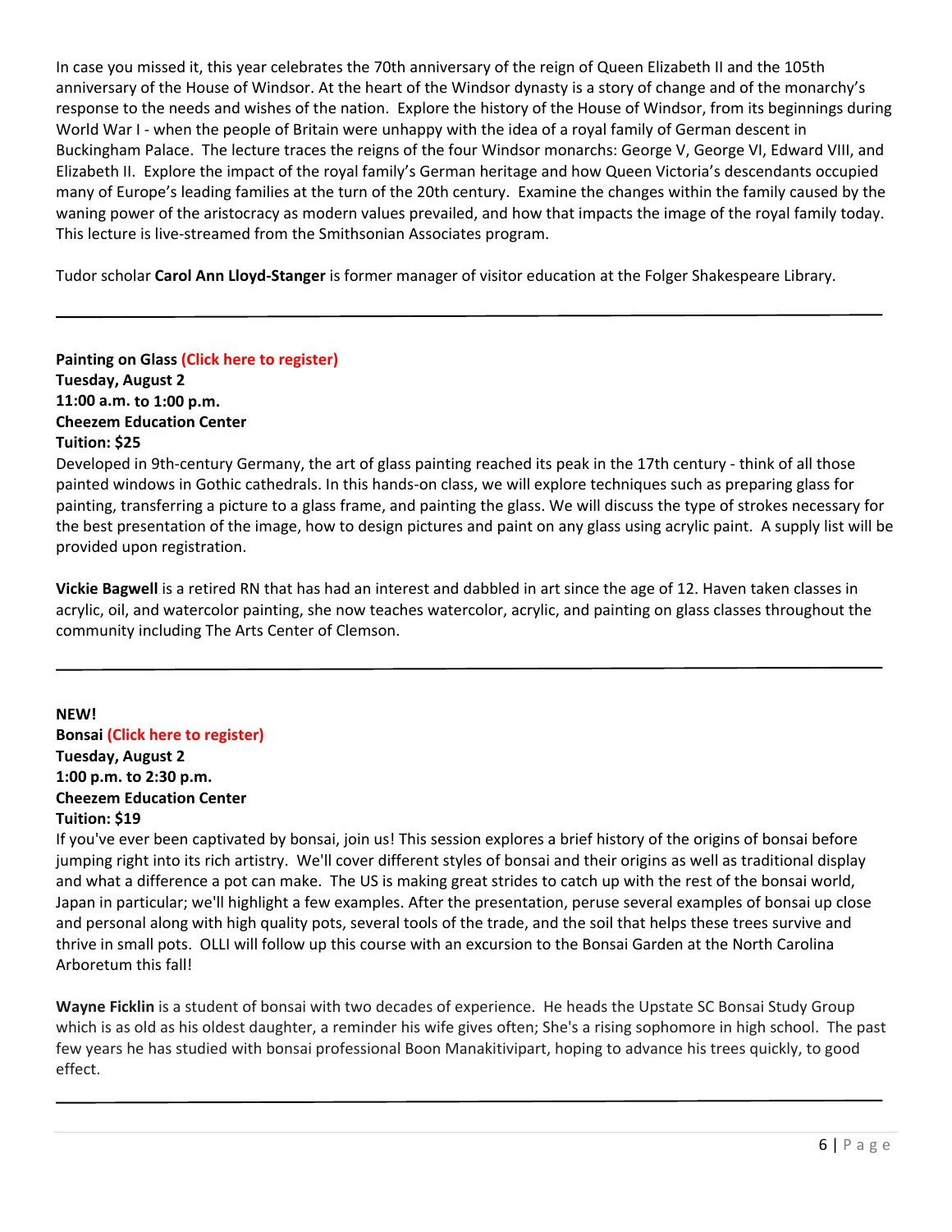In case you missed it, this year celebrates the 70th anniversary of the reign of Queen Elizabeth II and the 105th anniversary of the House of Windsor. At the heart of the Windsor dynasty is a story of change and of the monarchy's response to the needs and wishes of the nation. Explore the history of the House of Windsor, from its beginnings during World War I - when the people of Britain were unhappy with the idea of a royal family of German descent in Buckingham Palace. The lecture traces the reigns of the four Windsor monarchs: George V, George VI, Edward VIII, and Elizabeth II. Explore the impact of the royal family's German heritage and how Queen Victoria's descendants occupied many of Europe's leading families at the turn of the 20th century. Examine the changes within the family caused by the waning power of the aristocracy as modern values prevailed, and how that impacts the image of the royal family today. This lecture is live-streamed from the Smithsonian Associates program.

Tudor scholar **Carol Ann Lloyd-Stanger** is former manager of visitor education at the Folger Shakespeare Library.

---

**Painting on Glass (Click here to register)**
**Tuesday, August 2**
**11:00 a.m. to 1:00 p.m.**
**Cheezem Education Center**
**Tuition: $25**

Developed in 9th-century Germany, the art of glass painting reached its peak in the 17th century - think of all those painted windows in Gothic cathedrals. In this hands-on class, we will explore techniques such as preparing glass for painting, transferring a picture to a glass frame, and painting the glass. We will discuss the type of strokes necessary for the best presentation of the image, how to design pictures and paint on any glass using acrylic paint. A supply list will be provided upon registration.

**Vickie Bagwell** is a retired RN that has had an interest and dabbled in art since the age of 12. Haven taken classes in acrylic, oil, and watercolor painting, she now teaches watercolor, acrylic, and painting on glass classes throughout the community including The Arts Center of Clemson.

---

**NEW!**
**Bonsai (Click here to register)**
**Tuesday, August 2**
**1:00 p.m. to 2:30 p.m.**
**Cheezem Education Center**
**Tuition: $19**

If you've ever been captivated by bonsai, join us! This session explores a brief history of the origins of bonsai before jumping right into its rich artistry. We'll cover different styles of bonsai and their origins as well as traditional display and what a difference a pot can make. The US is making great strides to catch up with the rest of the bonsai world, Japan in particular; we'll highlight a few examples. After the presentation, peruse several examples of bonsai up close and personal along with high quality pots, several tools of the trade, and the soil that helps these trees survive and thrive in small pots. OLLI will follow up this course with an excursion to the Bonsai Garden at the North Carolina Arboretum this fall!

**Wayne Ficklin** is a student of bonsai with two decades of experience. He heads the Upstate SC Bonsai Study Group which is as old as his oldest daughter, a reminder his wife gives often; She's a rising sophomore in high school. The past few years he has studied with bonsai professional Boon Manakitivipart, hoping to advance his trees quickly, to good effect.

---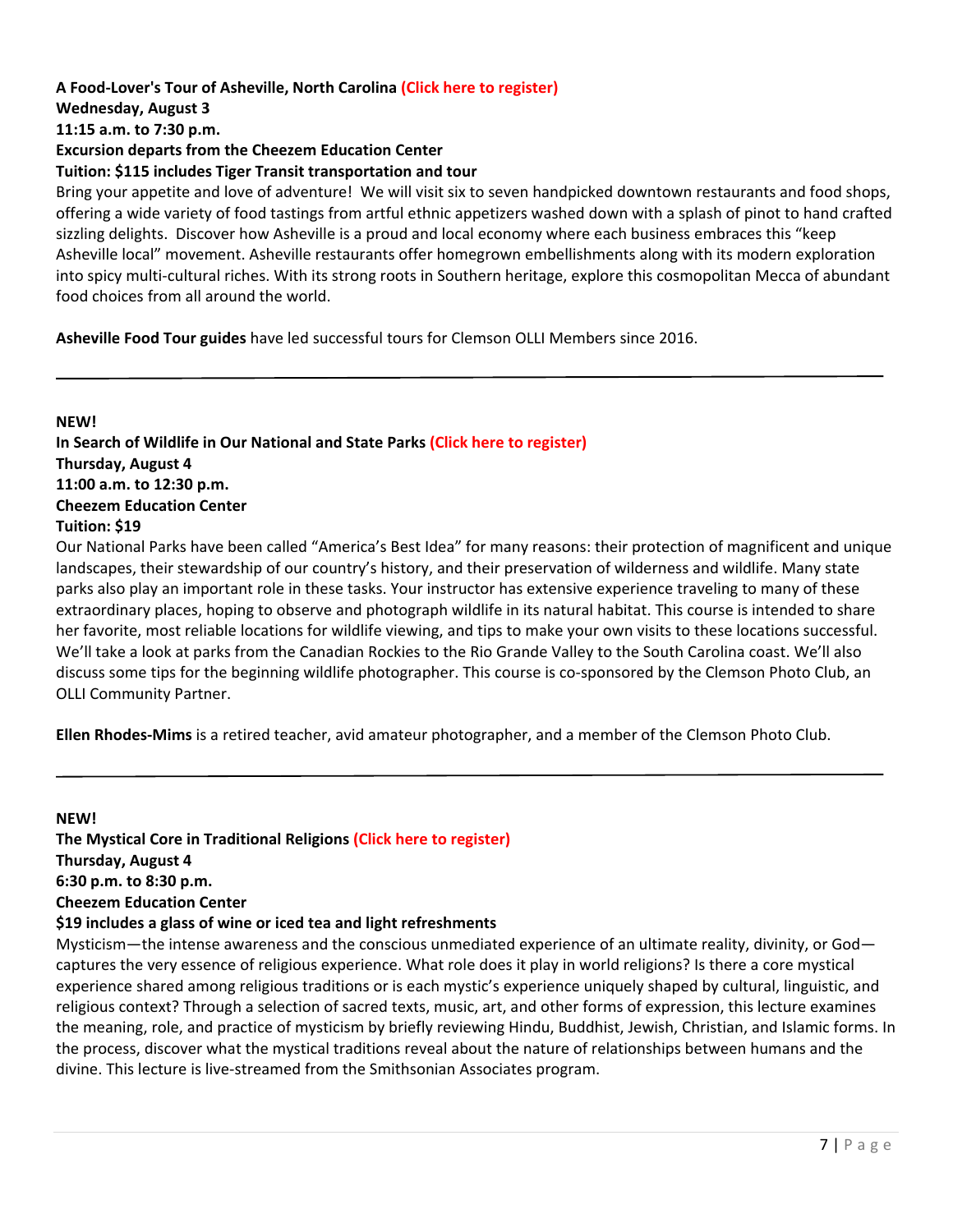**A Food-Lover's Tour of Asheville, North Carolina (Click here to register)**
**Wednesday, August 3**
**11:15 a.m. to 7:30 p.m.**
**Excursion departs from the Cheezem Education Center**
**Tuition: $115 includes Tiger Transit transportation and tour**

Bring your appetite and love of adventure! We will visit six to seven handpicked downtown restaurants and food shops, offering a wide variety of food tastings from artful ethnic appetizers washed down with a splash of pinot to hand crafted sizzling delights. Discover how Asheville is a proud and local economy where each business embraces this "keep Asheville local" movement. Asheville restaurants offer homegrown embellishments along with its modern exploration into spicy multi-cultural riches. With its strong roots in Southern heritage, explore this cosmopolitan Mecca of abundant food choices from all around the world.

**Asheville Food Tour guides** have led successful tours for Clemson OLLI Members since 2016.

---

**NEW!**
**In Search of Wildlife in Our National and State Parks (Click here to register)**
**Thursday, August 4**
**11:00 a.m. to 12:30 p.m.**
**Cheezem Education Center**
**Tuition: $19**

Our National Parks have been called "America's Best Idea" for many reasons: their protection of magnificent and unique landscapes, their stewardship of our country's history, and their preservation of wilderness and wildlife. Many state parks also play an important role in these tasks. Your instructor has extensive experience traveling to many of these extraordinary places, hoping to observe and photograph wildlife in its natural habitat. This course is intended to share her favorite, most reliable locations for wildlife viewing, and tips to make your own visits to these locations successful. We'll take a look at parks from the Canadian Rockies to the Rio Grande Valley to the South Carolina coast. We'll also discuss some tips for the beginning wildlife photographer. This course is co-sponsored by the Clemson Photo Club, an OLLI Community Partner.

**Ellen Rhodes-Mims** is a retired teacher, avid amateur photographer, and a member of the Clemson Photo Club.

---

**NEW!**
**The Mystical Core in Traditional Religions (Click here to register)**
**Thursday, August 4**
**6:30 p.m. to 8:30 p.m.**
**Cheezem Education Center**
**$19 includes a glass of wine or iced tea and light refreshments**

Mysticism—the intense awareness and the conscious unmediated experience of an ultimate reality, divinity, or God—captures the very essence of religious experience. What role does it play in world religions? Is there a core mystical experience shared among religious traditions or is each mystic's experience uniquely shaped by cultural, linguistic, and religious context? Through a selection of sacred texts, music, art, and other forms of expression, this lecture examines the meaning, role, and practice of mysticism by briefly reviewing Hindu, Buddhist, Jewish, Christian, and Islamic forms. In the process, discover what the mystical traditions reveal about the nature of relationships between humans and the divine. This lecture is live-streamed from the Smithsonian Associates program.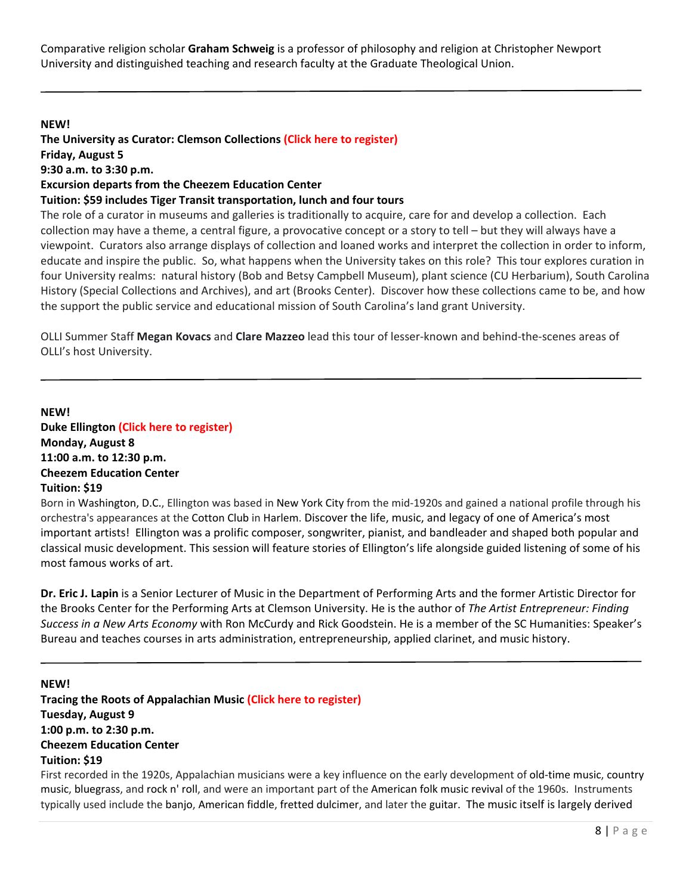Comparative religion scholar **Graham Schweig** is a professor of philosophy and religion at Christopher Newport University and distinguished teaching and research faculty at the Graduate Theological Union.

---

**NEW!**
**The University as Curator: Clemson Collections (Click here to register)**
**Friday, August 5**
**9:30 a.m. to 3:30 p.m.**
**Excursion departs from the Cheezem Education Center**
**Tuition: $59 includes Tiger Transit transportation, lunch and four tours**

The role of a curator in museums and galleries is traditionally to acquire, care for and develop a collection. Each collection may have a theme, a central figure, a provocative concept or a story to tell – but they will always have a viewpoint. Curators also arrange displays of collection and loaned works and interpret the collection in order to inform, educate and inspire the public. So, what happens when the University takes on this role? This tour explores curation in four University realms: natural history (Bob and Betsy Campbell Museum), plant science (CU Herbarium), South Carolina History (Special Collections and Archives), and art (Brooks Center). Discover how these collections came to be, and how the support the public service and educational mission of South Carolina's land grant University.

OLLI Summer Staff **Megan Kovacs** and **Clare Mazzeo** lead this tour of lesser-known and behind-the-scenes areas of OLLI's host University.

---

**NEW!**
**Duke Ellington (Click here to register)**
**Monday, August 8**
**11:00 a.m. to 12:30 p.m.**
**Cheezem Education Center**
**Tuition: $19**

Born in Washington, D.C., Ellington was based in New York City from the mid-1920s and gained a national profile through his orchestra's appearances at the Cotton Club in Harlem. Discover the life, music, and legacy of one of America's most important artists! Ellington was a prolific composer, songwriter, pianist, and bandleader and shaped both popular and classical music development. This session will feature stories of Ellington's life alongside guided listening of some of his most famous works of art.

**Dr. Eric J. Lapin** is a Senior Lecturer of Music in the Department of Performing Arts and the former Artistic Director for the Brooks Center for the Performing Arts at Clemson University. He is the author of *The Artist Entrepreneur: Finding Success in a New Arts Economy* with Ron McCurdy and Rick Goodstein. He is a member of the SC Humanities: Speaker's Bureau and teaches courses in arts administration, entrepreneurship, applied clarinet, and music history.

---

**NEW!**
**Tracing the Roots of Appalachian Music (Click here to register)**
**Tuesday, August 9**
**1:00 p.m. to 2:30 p.m.**
**Cheezem Education Center**
**Tuition: $19**

First recorded in the 1920s, Appalachian musicians were a key influence on the early development of old-time music, country music, bluegrass, and rock n' roll, and were an important part of the American folk music revival of the 1960s. Instruments typically used include the banjo, American fiddle, fretted dulcimer, and later the guitar. The music itself is largely derived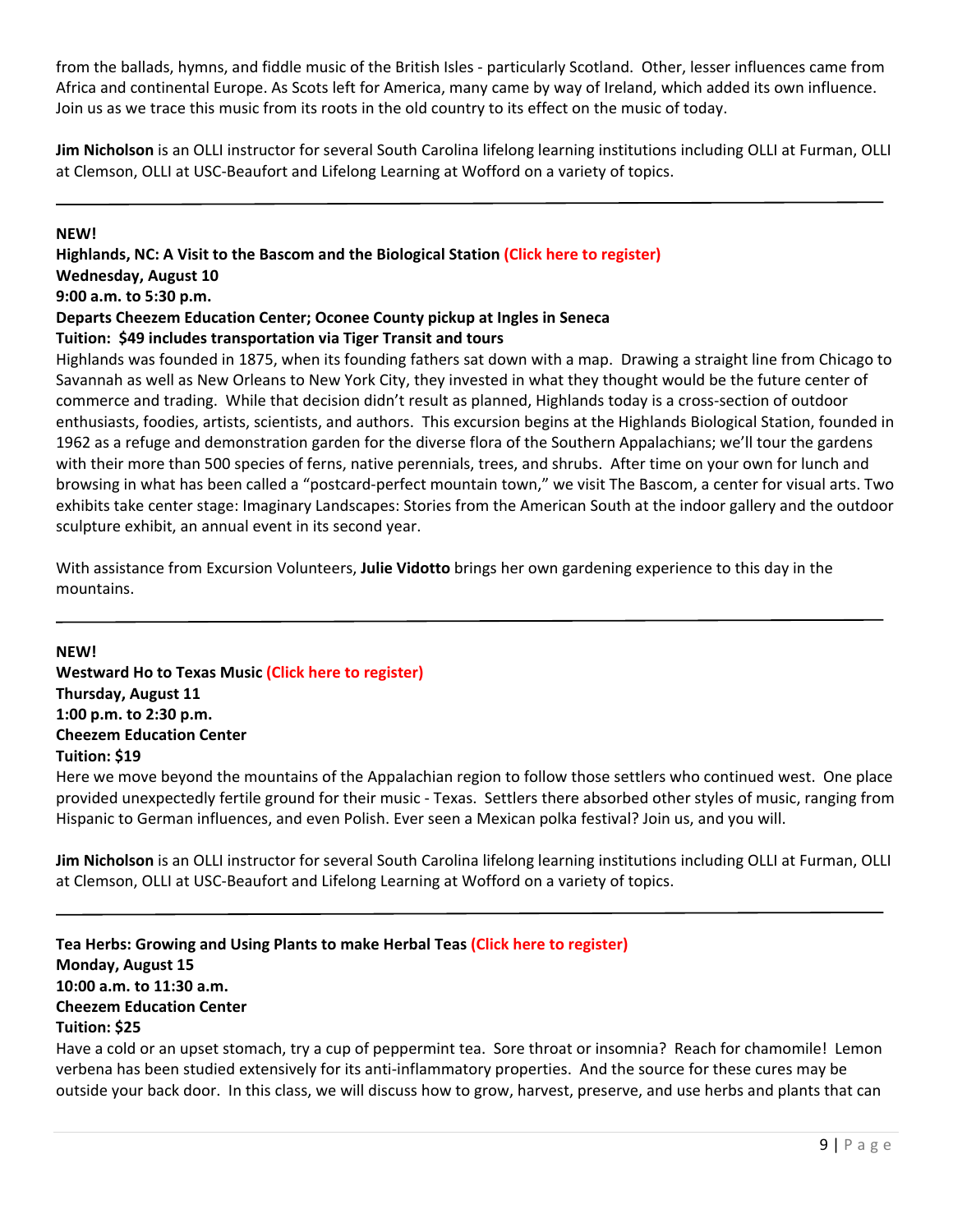from the ballads, hymns, and fiddle music of the British Isles - particularly Scotland. Other, lesser influences came from Africa and continental Europe. As Scots left for America, many came by way of Ireland, which added its own influence. Join us as we trace this music from its roots in the old country to its effect on the music of today.

**Jim Nicholson** is an OLLI instructor for several South Carolina lifelong learning institutions including OLLI at Furman, OLLI at Clemson, OLLI at USC-Beaufort and Lifelong Learning at Wofford on a variety of topics.

---

**NEW!**

**Highlands, NC: A Visit to the Bascom and the Biological Station** **(Click here to register)**
**Wednesday, August 10**
**9:00 a.m. to 5:30 p.m.**
**Departs Cheezem Education Center; Oconee County pickup at Ingles in Seneca**
**Tuition: $49 includes transportation via Tiger Transit and tours**

Highlands was founded in 1875, when its founding fathers sat down with a map. Drawing a straight line from Chicago to Savannah as well as New Orleans to New York City, they invested in what they thought would be the future center of commerce and trading. While that decision didn't result as planned, Highlands today is a cross-section of outdoor enthusiasts, foodies, artists, scientists, and authors. This excursion begins at the Highlands Biological Station, founded in 1962 as a refuge and demonstration garden for the diverse flora of the Southern Appalachians; we'll tour the gardens with their more than 500 species of ferns, native perennials, trees, and shrubs. After time on your own for lunch and browsing in what has been called a "postcard-perfect mountain town," we visit The Bascom, a center for visual arts. Two exhibits take center stage: Imaginary Landscapes: Stories from the American South at the indoor gallery and the outdoor sculpture exhibit, an annual event in its second year.

With assistance from Excursion Volunteers, **Julie Vidotto** brings her own gardening experience to this day in the mountains.

---

**NEW!**

**Westward Ho to Texas Music** **(Click here to register)**
**Thursday, August 11**
**1:00 p.m. to 2:30 p.m.**
**Cheezem Education Center**
**Tuition: $19**

Here we move beyond the mountains of the Appalachian region to follow those settlers who continued west. One place provided unexpectedly fertile ground for their music - Texas. Settlers there absorbed other styles of music, ranging from Hispanic to German influences, and even Polish. Ever seen a Mexican polka festival? Join us, and you will.

**Jim Nicholson** is an OLLI instructor for several South Carolina lifelong learning institutions including OLLI at Furman, OLLI at Clemson, OLLI at USC-Beaufort and Lifelong Learning at Wofford on a variety of topics.

---

**Tea Herbs: Growing and Using Plants to make Herbal Teas** **(Click here to register)**
**Monday, August 15**
**10:00 a.m. to 11:30 a.m.**
**Cheezem Education Center**
**Tuition: $25**

Have a cold or an upset stomach, try a cup of peppermint tea. Sore throat or insomnia? Reach for chamomile! Lemon verbena has been studied extensively for its anti-inflammatory properties. And the source for these cures may be outside your back door. In this class, we will discuss how to grow, harvest, preserve, and use herbs and plants that can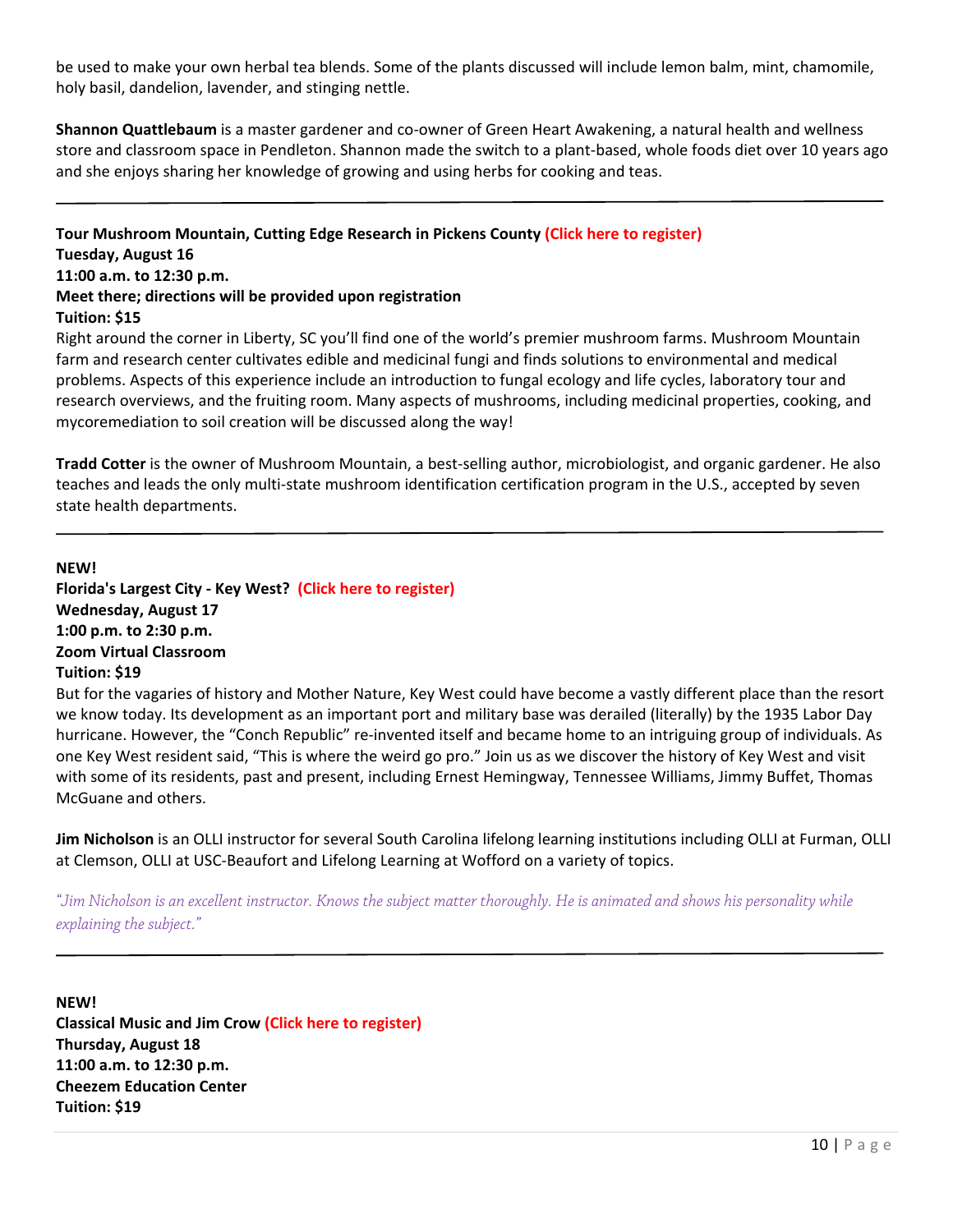be used to make your own herbal tea blends. Some of the plants discussed will include lemon balm, mint, chamomile, holy basil, dandelion, lavender, and stinging nettle.

**Shannon Quattlebaum** is a master gardener and co-owner of Green Heart Awakening, a natural health and wellness store and classroom space in Pendleton. Shannon made the switch to a plant-based, whole foods diet over 10 years ago and she enjoys sharing her knowledge of growing and using herbs for cooking and teas.

---

**Tour Mushroom Mountain, Cutting Edge Research in Pickens County (Click here to register)**
**Tuesday, August 16**
**11:00 a.m. to 12:30 p.m.**
**Meet there; directions will be provided upon registration**
**Tuition: $15**

Right around the corner in Liberty, SC you'll find one of the world's premier mushroom farms. Mushroom Mountain farm and research center cultivates edible and medicinal fungi and finds solutions to environmental and medical problems. Aspects of this experience include an introduction to fungal ecology and life cycles, laboratory tour and research overviews, and the fruiting room. Many aspects of mushrooms, including medicinal properties, cooking, and mycoremediation to soil creation will be discussed along the way!

**Tradd Cotter** is the owner of Mushroom Mountain, a best-selling author, microbiologist, and organic gardener. He also teaches and leads the only multi-state mushroom identification certification program in the U.S., accepted by seven state health departments.

---

**NEW!**
**Florida's Largest City - Key West? (Click here to register)**
**Wednesday, August 17**
**1:00 p.m. to 2:30 p.m.**
**Zoom Virtual Classroom**
**Tuition: $19**

But for the vagaries of history and Mother Nature, Key West could have become a vastly different place than the resort we know today. Its development as an important port and military base was derailed (literally) by the 1935 Labor Day hurricane. However, the "Conch Republic" re-invented itself and became home to an intriguing group of individuals. As one Key West resident said, "This is where the weird go pro." Join us as we discover the history of Key West and visit with some of its residents, past and present, including Ernest Hemingway, Tennessee Williams, Jimmy Buffet, Thomas McGuane and others.

**Jim Nicholson** is an OLLI instructor for several South Carolina lifelong learning institutions including OLLI at Furman, OLLI at Clemson, OLLI at USC-Beaufort and Lifelong Learning at Wofford on a variety of topics.

*"Jim Nicholson is an excellent instructor. Knows the subject matter thoroughly. He is animated and shows his personality while explaining the subject."*

---

**NEW!**
**Classical Music and Jim Crow (Click here to register)**
**Thursday, August 18**
**11:00 a.m. to 12:30 p.m.**
**Cheezem Education Center**
**Tuition: $19**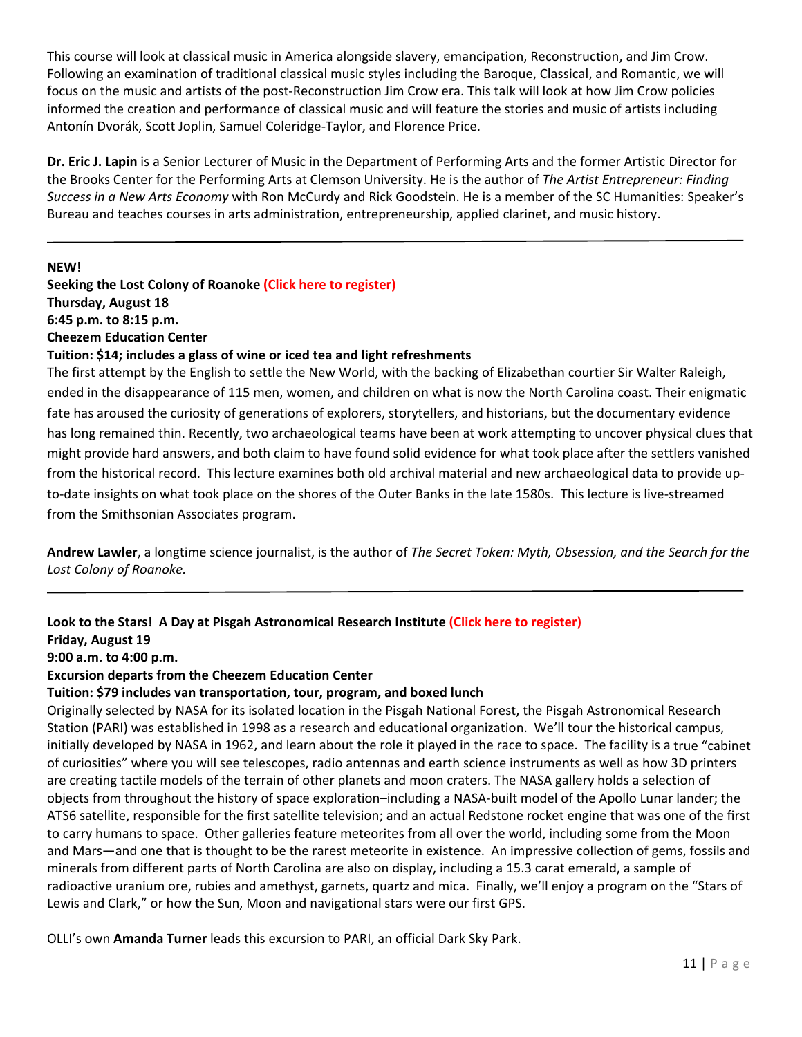This course will look at classical music in America alongside slavery, emancipation, Reconstruction, and Jim Crow. Following an examination of traditional classical music styles including the Baroque, Classical, and Romantic, we will focus on the music and artists of the post-Reconstruction Jim Crow era. This talk will look at how Jim Crow policies informed the creation and performance of classical music and will feature the stories and music of artists including Antonín Dvorák, Scott Joplin, Samuel Coleridge-Taylor, and Florence Price.

**Dr. Eric J. Lapin** is a Senior Lecturer of Music in the Department of Performing Arts and the former Artistic Director for the Brooks Center for the Performing Arts at Clemson University. He is the author of *The Artist Entrepreneur: Finding Success in a New Arts Economy* with Ron McCurdy and Rick Goodstein. He is a member of the SC Humanities: Speaker's Bureau and teaches courses in arts administration, entrepreneurship, applied clarinet, and music history.

---

**NEW!**
**Seeking the Lost Colony of Roanoke (Click here to register)**
**Thursday, August 18**
**6:45 p.m. to 8:15 p.m.**
**Cheezem Education Center**
**Tuition: $14; includes a glass of wine or iced tea and light refreshments**

The first attempt by the English to settle the New World, with the backing of Elizabethan courtier Sir Walter Raleigh, ended in the disappearance of 115 men, women, and children on what is now the North Carolina coast. Their enigmatic fate has aroused the curiosity of generations of explorers, storytellers, and historians, but the documentary evidence has long remained thin. Recently, two archaeological teams have been at work attempting to uncover physical clues that might provide hard answers, and both claim to have found solid evidence for what took place after the settlers vanished from the historical record. This lecture examines both old archival material and new archaeological data to provide up-to-date insights on what took place on the shores of the Outer Banks in the late 1580s. This lecture is live-streamed from the Smithsonian Associates program.

**Andrew Lawler**, a longtime science journalist, is the author of *The Secret Token: Myth, Obsession, and the Search for the Lost Colony of Roanoke.*

---

**Look to the Stars! A Day at Pisgah Astronomical Research Institute (Click here to register)**
**Friday, August 19**
**9:00 a.m. to 4:00 p.m.**
**Excursion departs from the Cheezem Education Center**
**Tuition: $79 includes van transportation, tour, program, and boxed lunch**

Originally selected by NASA for its isolated location in the Pisgah National Forest, the Pisgah Astronomical Research Station (PARI) was established in 1998 as a research and educational organization. We'll tour the historical campus, initially developed by NASA in 1962, and learn about the role it played in the race to space. The facility is a true "cabinet of curiosities" where you will see telescopes, radio antennas and earth science instruments as well as how 3D printers are creating tactile models of the terrain of other planets and moon craters. The NASA gallery holds a selection of objects from throughout the history of space exploration–including a NASA-built model of the Apollo Lunar lander; the ATS6 satellite, responsible for the first satellite television; and an actual Redstone rocket engine that was one of the first to carry humans to space. Other galleries feature meteorites from all over the world, including some from the Moon and Mars—and one that is thought to be the rarest meteorite in existence. An impressive collection of gems, fossils and minerals from different parts of North Carolina are also on display, including a 15.3 carat emerald, a sample of radioactive uranium ore, rubies and amethyst, garnets, quartz and mica. Finally, we'll enjoy a program on the "Stars of Lewis and Clark," or how the Sun, Moon and navigational stars were our first GPS.

OLLI's own **Amanda Turner** leads this excursion to PARI, an official Dark Sky Park.